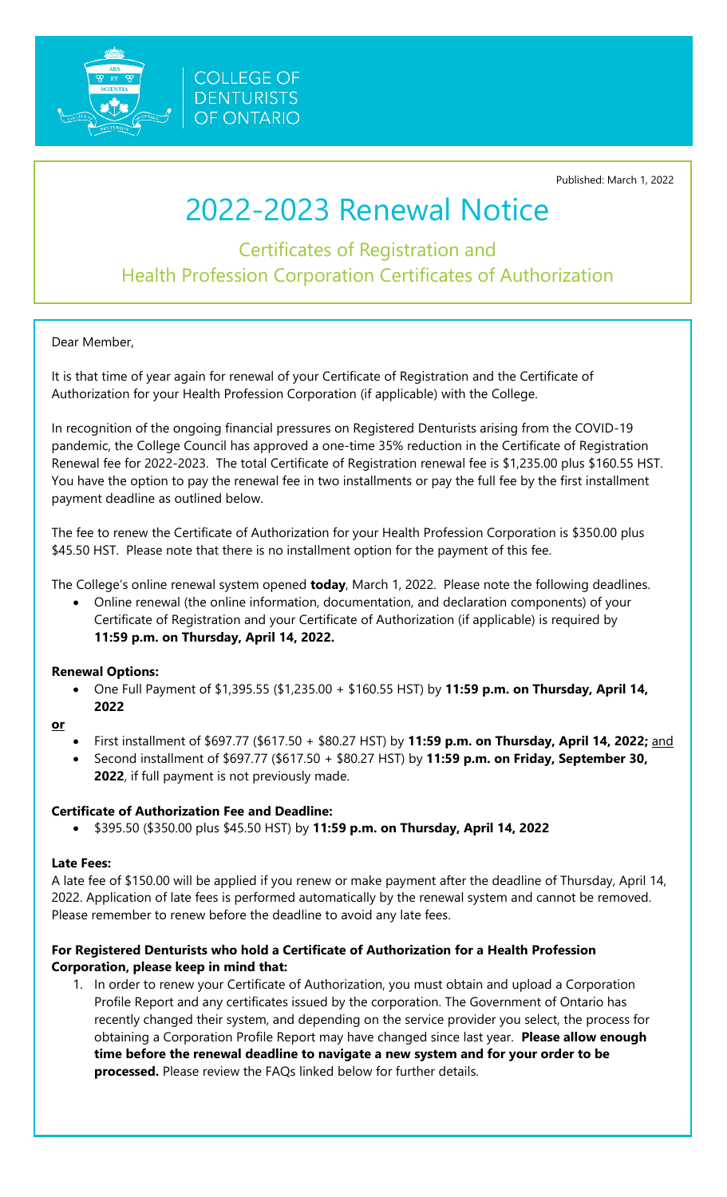COLLEGE OF DENTURISTS OF ONTARIO

Published: March 1, 2022

# 2022-2023 Renewal Notice

## Certificates of Registration and Health Profession Corporation Certificates of Authorization

Dear Member,

It is that time of year again for renewal of your Certificate of Registration and the Certificate of Authorization for your Health Profession Corporation (if applicable) with the College.

In recognition of the ongoing financial pressures on Registered Denturists arising from the COVID-19 pandemic, the College Council has approved a one-time 35% reduction in the Certificate of Registration Renewal fee for 2022-2023. The total Certificate of Registration renewal fee is $1,235.00 plus $160.55 HST. You have the option to pay the renewal fee in two installments or pay the full fee by the first installment payment deadline as outlined below.

The fee to renew the Certificate of Authorization for your Health Profession Corporation is $350.00 plus $45.50 HST. Please note that there is no installment option for the payment of this fee.

The College's online renewal system opened **today**, March 1, 2022. Please note the following deadlines.

- Online renewal (the online information, documentation, and declaration components) of your Certificate of Registration and your Certificate of Authorization (if applicable) is required by **11:59 p.m. on Thursday, April 14, 2022.**

**Renewal Options:**

- One Full Payment of $1,395.55 ($1,235.00 + $160.55 HST) by **11:59 p.m. on Thursday, April 14, 2022**

**or**

- First installment of $697.77 ($617.50 + $80.27 HST) by **11:59 p.m. on Thursday, April 14, 2022;** and
- Second installment of $697.77 ($617.50 + $80.27 HST) by **11:59 p.m. on Friday, September 30, 2022**, if full payment is not previously made.

**Certificate of Authorization Fee and Deadline:**

- $395.50 ($350.00 plus $45.50 HST) by **11:59 p.m. on Thursday, April 14, 2022**

**Late Fees:**

A late fee of $150.00 will be applied if you renew or make payment after the deadline of Thursday, April 14, 2022. Application of late fees is performed automatically by the renewal system and cannot be removed. Please remember to renew before the deadline to avoid any late fees.

**For Registered Denturists who hold a Certificate of Authorization for a Health Profession Corporation, please keep in mind that:**

1. In order to renew your Certificate of Authorization, you must obtain and upload a Corporation Profile Report and any certificates issued by the corporation. The Government of Ontario has recently changed their system, and depending on the service provider you select, the process for obtaining a Corporation Profile Report may have changed since last year. **Please allow enough time before the renewal deadline to navigate a new system and for your order to be processed.** Please review the FAQs linked below for further details.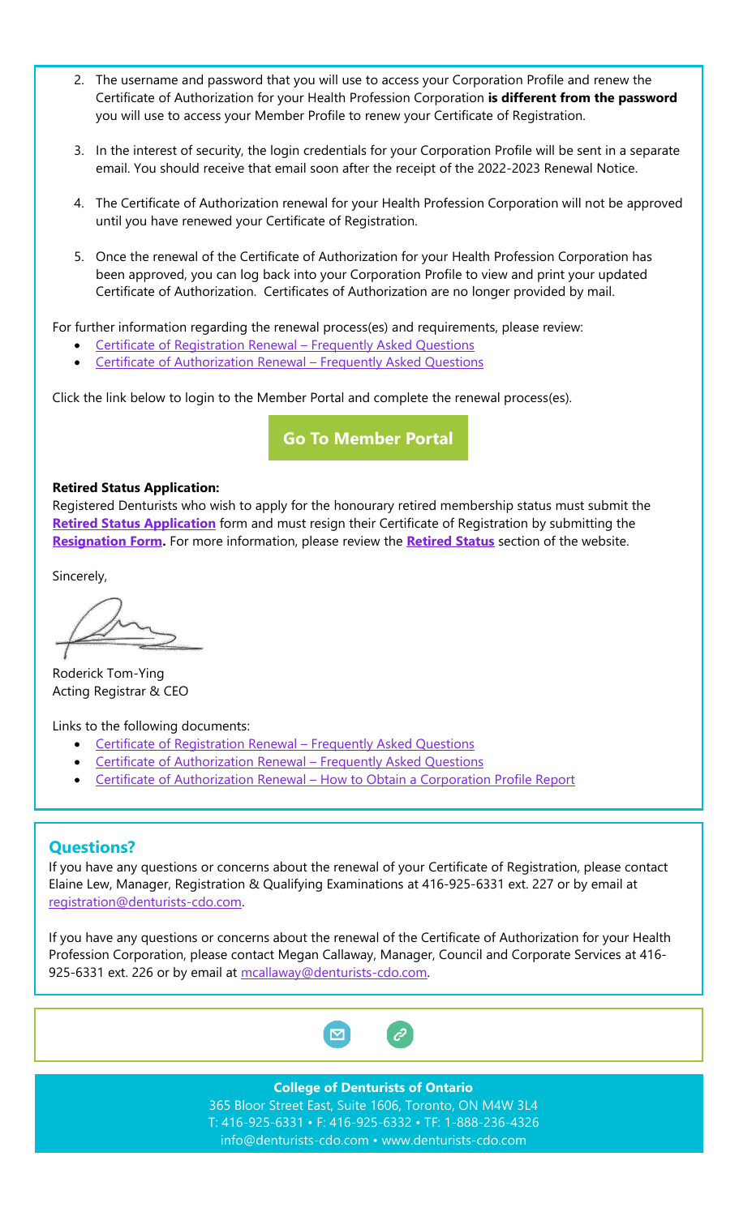2. The username and password that you will use to access your Corporation Profile and renew the Certificate of Authorization for your Health Profession Corporation **is different from the password** you will use to access your Member Profile to renew your Certificate of Registration.

3. In the interest of security, the login credentials for your Corporation Profile will be sent in a separate email. You should receive that email soon after the receipt of the 2022-2023 Renewal Notice.

4. The Certificate of Authorization renewal for your Health Profession Corporation will not be approved until you have renewed your Certificate of Registration.

5. Once the renewal of the Certificate of Authorization for your Health Profession Corporation has been approved, you can log back into your Corporation Profile to view and print your updated Certificate of Authorization. Certificates of Authorization are no longer provided by mail.

For further information regarding the renewal process(es) and requirements, please review:

- Certificate of Registration Renewal – Frequently Asked Questions
- Certificate of Authorization Renewal – Frequently Asked Questions

Click the link below to login to the Member Portal and complete the renewal process(es).

**Go To Member Portal**

**Retired Status Application:**
Registered Denturists who wish to apply for the honourary retired membership status must submit the **Retired Status Application** form and must resign their Certificate of Registration by submitting the **Resignation Form.** For more information, please review the **Retired Status** section of the website.

Sincerely,

Roderick Tom-Ying
Acting Registrar & CEO

Links to the following documents:

- Certificate of Registration Renewal – Frequently Asked Questions
- Certificate of Authorization Renewal – Frequently Asked Questions
- Certificate of Authorization Renewal – How to Obtain a Corporation Profile Report

## Questions?

If you have any questions or concerns about the renewal of your Certificate of Registration, please contact Elaine Lew, Manager, Registration & Qualifying Examinations at 416-925-6331 ext. 227 or by email at registration@denturists-cdo.com.

If you have any questions or concerns about the renewal of the Certificate of Authorization for your Health Profession Corporation, please contact Megan Callaway, Manager, Council and Corporate Services at 416-925-6331 ext. 226 or by email at mcallaway@denturists-cdo.com.

**College of Denturists of Ontario**
365 Bloor Street East, Suite 1606, Toronto, ON M4W 3L4
T: 416-925-6331 • F: 416-925-6332 • TF: 1-888-236-4326
info@denturists-cdo.com • www.denturists-cdo.com